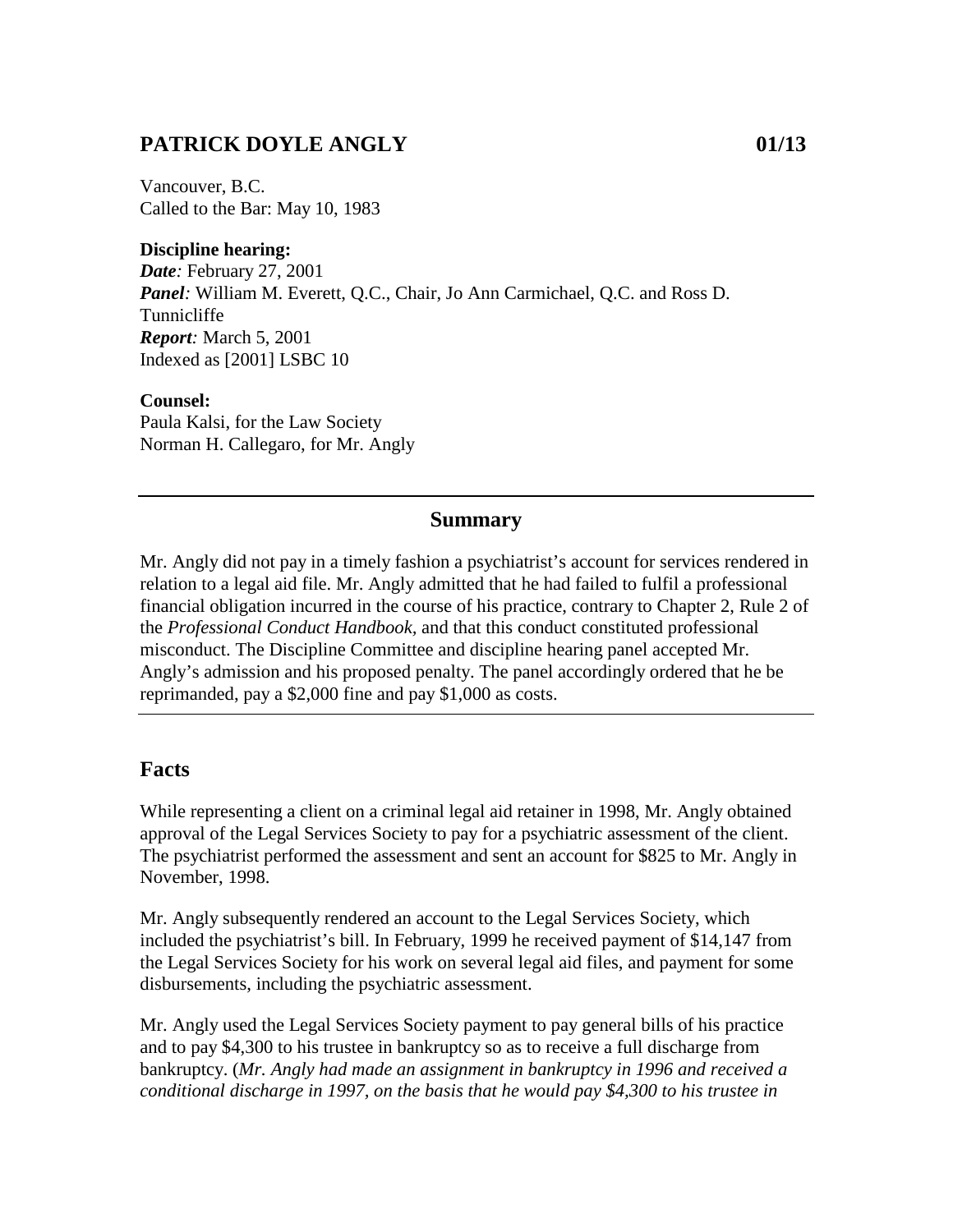## PATRICK DOYLE ANGLY 01/13

Vancouver, B.C.
Called to the Bar: May 10, 1983

**Discipline hearing:**
***Date:*** February 27, 2001
***Panel:*** William M. Everett, Q.C., Chair, Jo Ann Carmichael, Q.C. and Ross D. Tunnicliffe
***Report:*** March 5, 2001
Indexed as [2001] LSBC 10

**Counsel:**
Paula Kalsi, for the Law Society
Norman H. Callegaro, for Mr. Angly

---

### Summary

Mr. Angly did not pay in a timely fashion a psychiatrist's account for services rendered in relation to a legal aid file. Mr. Angly admitted that he had failed to fulfil a professional financial obligation incurred in the course of his practice, contrary to Chapter 2, Rule 2 of the *Professional Conduct Handbook*, and that this conduct constituted professional misconduct. The Discipline Committee and discipline hearing panel accepted Mr. Angly's admission and his proposed penalty. The panel accordingly ordered that he be reprimanded, pay a $2,000 fine and pay $1,000 as costs.

---

## Facts

While representing a client on a criminal legal aid retainer in 1998, Mr. Angly obtained approval of the Legal Services Society to pay for a psychiatric assessment of the client. The psychiatrist performed the assessment and sent an account for $825 to Mr. Angly in November, 1998.

Mr. Angly subsequently rendered an account to the Legal Services Society, which included the psychiatrist's bill. In February, 1999 he received payment of $14,147 from the Legal Services Society for his work on several legal aid files, and payment for some disbursements, including the psychiatric assessment.

Mr. Angly used the Legal Services Society payment to pay general bills of his practice and to pay $4,300 to his trustee in bankruptcy so as to receive a full discharge from bankruptcy. (*Mr. Angly had made an assignment in bankruptcy in 1996 and received a conditional discharge in 1997, on the basis that he would pay $4,300 to his trustee in*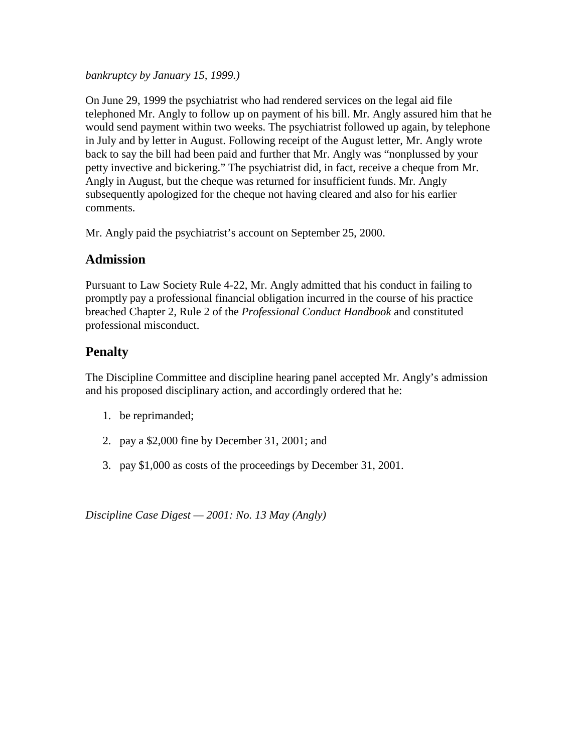*bankruptcy by January 15, 1999.)*

On June 29, 1999 the psychiatrist who had rendered services on the legal aid file telephoned Mr. Angly to follow up on payment of his bill. Mr. Angly assured him that he would send payment within two weeks. The psychiatrist followed up again, by telephone in July and by letter in August. Following receipt of the August letter, Mr. Angly wrote back to say the bill had been paid and further that Mr. Angly was "nonplussed by your petty invective and bickering." The psychiatrist did, in fact, receive a cheque from Mr. Angly in August, but the cheque was returned for insufficient funds. Mr. Angly subsequently apologized for the cheque not having cleared and also for his earlier comments.

Mr. Angly paid the psychiatrist's account on September 25, 2000.

## Admission

Pursuant to Law Society Rule 4-22, Mr. Angly admitted that his conduct in failing to promptly pay a professional financial obligation incurred in the course of his practice breached Chapter 2, Rule 2 of the *Professional Conduct Handbook* and constituted professional misconduct.

## Penalty

The Discipline Committee and discipline hearing panel accepted Mr. Angly's admission and his proposed disciplinary action, and accordingly ordered that he:

1. be reprimanded;
2. pay a $2,000 fine by December 31, 2001; and
3. pay $1,000 as costs of the proceedings by December 31, 2001.

*Discipline Case Digest — 2001: No. 13 May (Angly)*